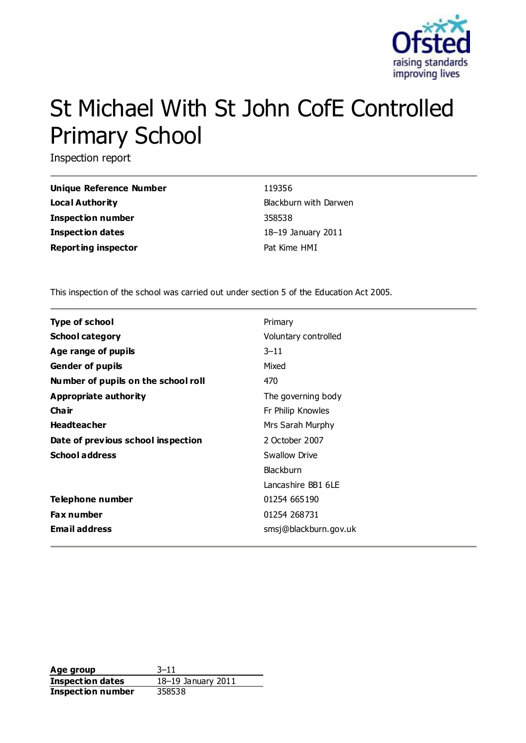# St Michael With St John CofE Controlled Primary School

Inspection report

| | |
|---|---|
| **Unique Reference Number** | 119356 |
| **Local Authority** | Blackburn with Darwen |
| **Inspection number** | 358538 |
| **Inspection dates** | 18–19 January 2011 |
| **Reporting inspector** | Pat Kime HMI |

This inspection of the school was carried out under section 5 of the Education Act 2005.

| | |
|---|---|
| **Type of school** | Primary |
| **School category** | Voluntary controlled |
| **Age range of pupils** | 3–11 |
| **Gender of pupils** | Mixed |
| **Number of pupils on the school roll** | 470 |
| **Appropriate authority** | The governing body |
| **Chair** | Fr Philip Knowles |
| **Headteacher** | Mrs Sarah Murphy |
| **Date of previous school inspection** | 2 October 2007 |
| **School address** | Swallow Drive<br>Blackburn<br>Lancashire BB1 6LE |
| **Telephone number** | 01254 665190 |
| **Fax number** | 01254 268731 |
| **Email address** | smsj@blackburn.gov.uk |

| | |
|---|---|
| **Age group** | 3–11 |
| **Inspection dates** | 18–19 January 2011 |
| **Inspection number** | 358538 |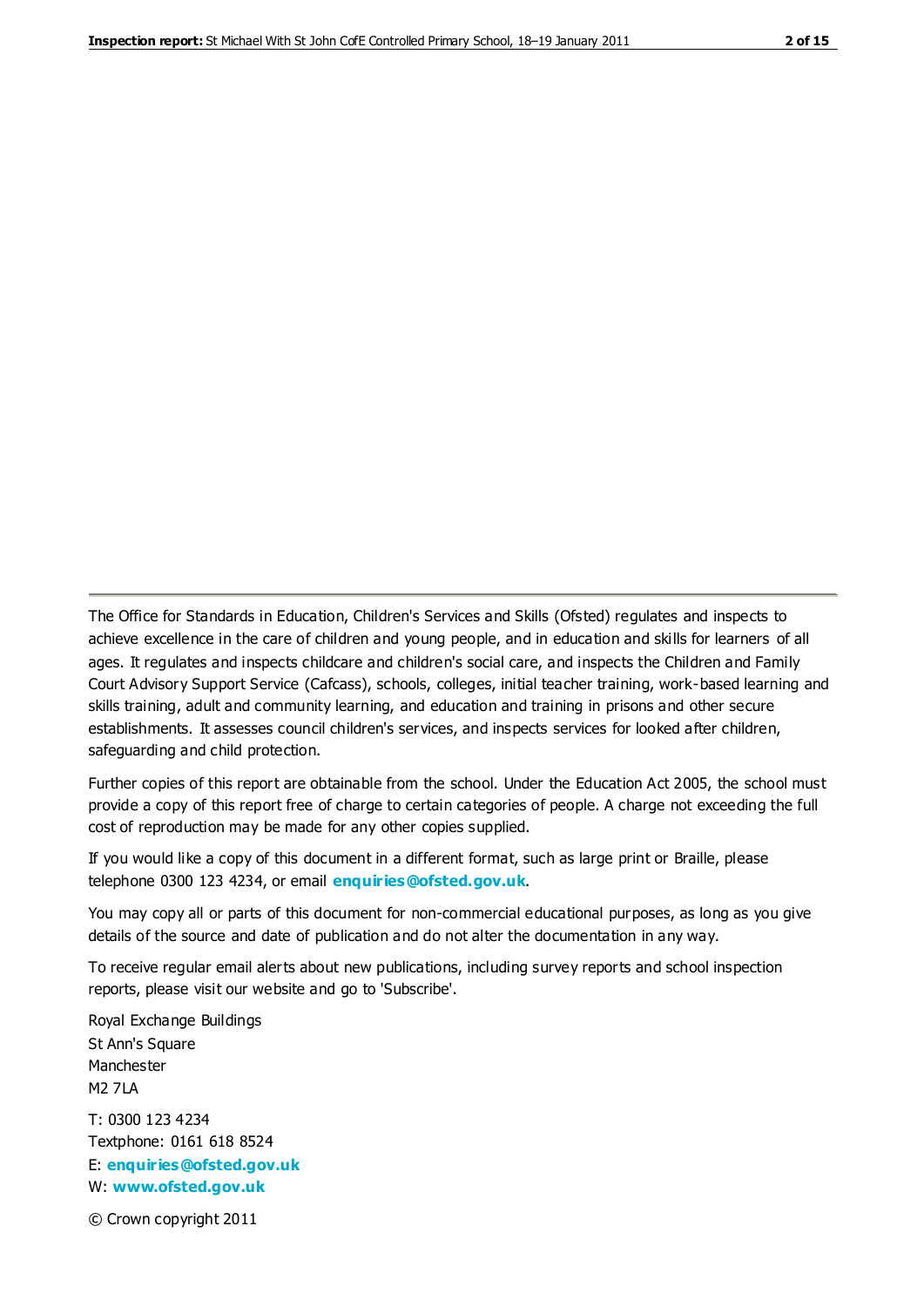---

The Office for Standards in Education, Children's Services and Skills (Ofsted) regulates and inspects to achieve excellence in the care of children and young people, and in education and skills for learners of all ages. It regulates and inspects childcare and children's social care, and inspects the Children and Family Court Advisory Support Service (Cafcass), schools, colleges, initial teacher training, work-based learning and skills training, adult and community learning, and education and training in prisons and other secure establishments. It assesses council children's services, and inspects services for looked after children, safeguarding and child protection.

Further copies of this report are obtainable from the school. Under the Education Act 2005, the school must provide a copy of this report free of charge to certain categories of people. A charge not exceeding the full cost of reproduction may be made for any other copies supplied.

If you would like a copy of this document in a different format, such as large print or Braille, please telephone 0300 123 4234, or email **enquiries@ofsted.gov.uk**.

You may copy all or parts of this document for non-commercial educational purposes, as long as you give details of the source and date of publication and do not alter the documentation in any way.

To receive regular email alerts about new publications, including survey reports and school inspection reports, please visit our website and go to 'Subscribe'.

Royal Exchange Buildings
St Ann's Square
Manchester
M2 7LA

T: 0300 123 4234
Textphone: 0161 618 8524
E: **enquiries@ofsted.gov.uk**
W: **www.ofsted.gov.uk**

© Crown copyright 2011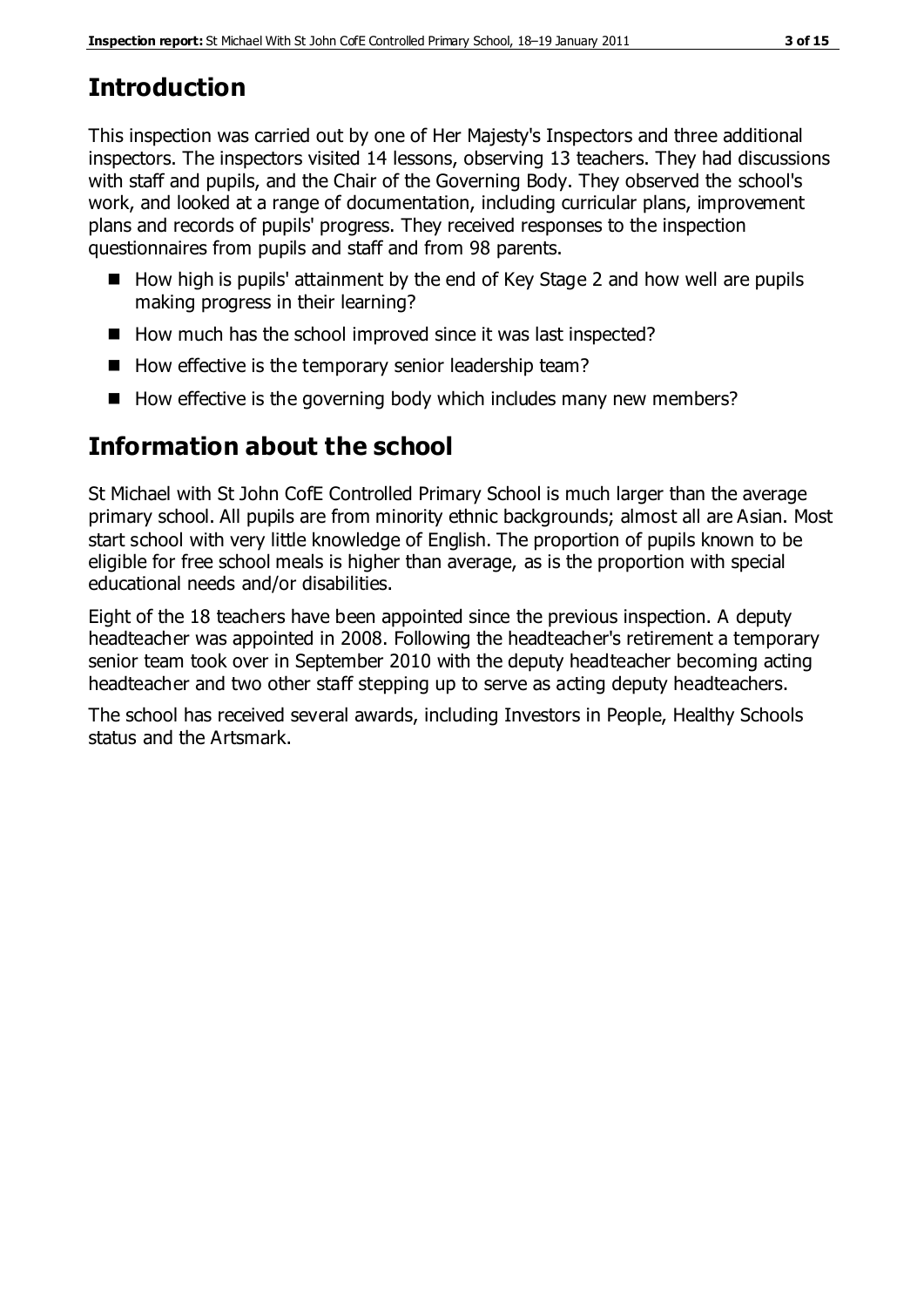## Introduction

This inspection was carried out by one of Her Majesty's Inspectors and three additional inspectors. The inspectors visited 14 lessons, observing 13 teachers. They had discussions with staff and pupils, and the Chair of the Governing Body. They observed the school's work, and looked at a range of documentation, including curricular plans, improvement plans and records of pupils' progress. They received responses to the inspection questionnaires from pupils and staff and from 98 parents.

- How high is pupils' attainment by the end of Key Stage 2 and how well are pupils making progress in their learning?
- How much has the school improved since it was last inspected?
- How effective is the temporary senior leadership team?
- How effective is the governing body which includes many new members?

## Information about the school

St Michael with St John CofE Controlled Primary School is much larger than the average primary school. All pupils are from minority ethnic backgrounds; almost all are Asian. Most start school with very little knowledge of English. The proportion of pupils known to be eligible for free school meals is higher than average, as is the proportion with special educational needs and/or disabilities.

Eight of the 18 teachers have been appointed since the previous inspection. A deputy headteacher was appointed in 2008. Following the headteacher's retirement a temporary senior team took over in September 2010 with the deputy headteacher becoming acting headteacher and two other staff stepping up to serve as acting deputy headteachers.

The school has received several awards, including Investors in People, Healthy Schools status and the Artsmark.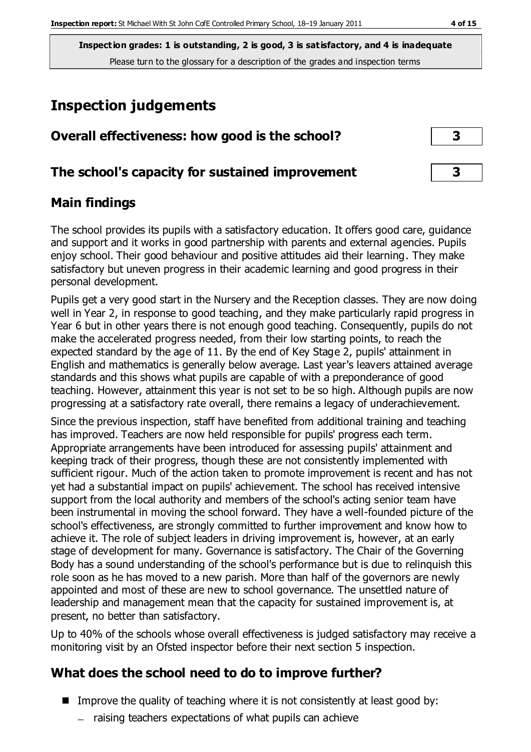**Inspection grades: 1 is outstanding, 2 is good, 3 is satisfactory, and 4 is inadequate**
Please turn to the glossary for a description of the grades and inspection terms

# Inspection judgements

| | |
|---|---|
| **Overall effectiveness: how good is the school?** | **3** |
| **The school's capacity for sustained improvement** | **3** |

## Main findings

The school provides its pupils with a satisfactory education. It offers good care, guidance and support and it works in good partnership with parents and external agencies. Pupils enjoy school. Their good behaviour and positive attitudes aid their learning. They make satisfactory but uneven progress in their academic learning and good progress in their personal development.

Pupils get a very good start in the Nursery and the Reception classes. They are now doing well in Year 2, in response to good teaching, and they make particularly rapid progress in Year 6 but in other years there is not enough good teaching. Consequently, pupils do not make the accelerated progress needed, from their low starting points, to reach the expected standard by the age of 11. By the end of Key Stage 2, pupils' attainment in English and mathematics is generally below average. Last year's leavers attained average standards and this shows what pupils are capable of with a preponderance of good teaching. However, attainment this year is not set to be so high. Although pupils are now progressing at a satisfactory rate overall, there remains a legacy of underachievement.

Since the previous inspection, staff have benefited from additional training and teaching has improved. Teachers are now held responsible for pupils' progress each term. Appropriate arrangements have been introduced for assessing pupils' attainment and keeping track of their progress, though these are not consistently implemented with sufficient rigour. Much of the action taken to promote improvement is recent and has not yet had a substantial impact on pupils' achievement. The school has received intensive support from the local authority and members of the school's acting senior team have been instrumental in moving the school forward. They have a well-founded picture of the school's effectiveness, are strongly committed to further improvement and know how to achieve it. The role of subject leaders in driving improvement is, however, at an early stage of development for many. Governance is satisfactory. The Chair of the Governing Body has a sound understanding of the school's performance but is due to relinquish this role soon as he has moved to a new parish. More than half of the governors are newly appointed and most of these are new to school governance. The unsettled nature of leadership and management mean that the capacity for sustained improvement is, at present, no better than satisfactory.

Up to 40% of the schools whose overall effectiveness is judged satisfactory may receive a monitoring visit by an Ofsted inspector before their next section 5 inspection.

## What does the school need to do to improve further?

- Improve the quality of teaching where it is not consistently at least good by:
  - raising teachers expectations of what pupils can achieve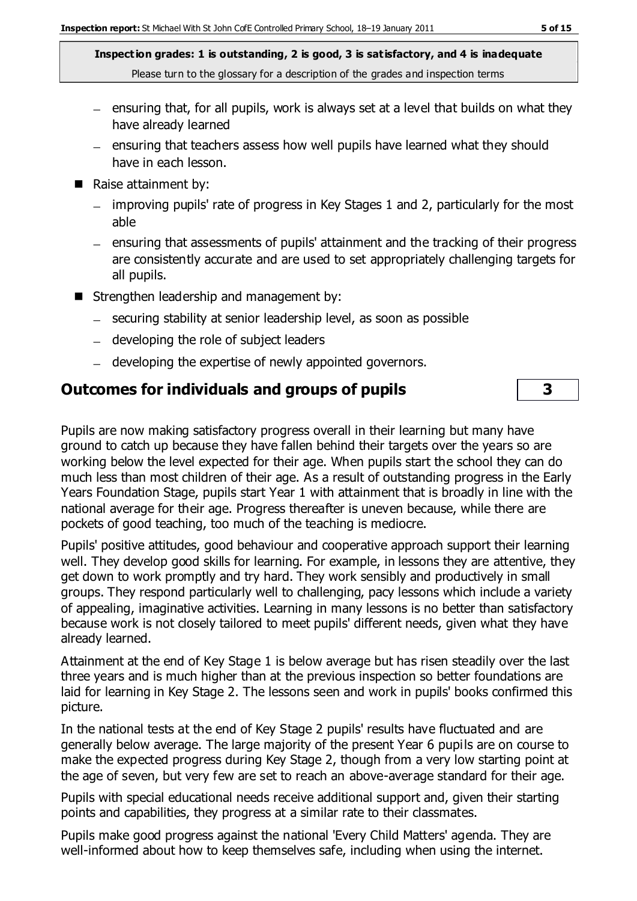- ensuring that, for all pupils, work is always set at a level that builds on what they have already learned
  - ensuring that teachers assess how well pupils have learned what they should have in each lesson.
- Raise attainment by:
  - improving pupils' rate of progress in Key Stages 1 and 2, particularly for the most able
  - ensuring that assessments of pupils' attainment and the tracking of their progress are consistently accurate and are used to set appropriately challenging targets for all pupils.
- Strengthen leadership and management by:
  - securing stability at senior leadership level, as soon as possible
  - developing the role of subject leaders
  - developing the expertise of newly appointed governors.

## Outcomes for individuals and groups of pupils — 3

Pupils are now making satisfactory progress overall in their learning but many have ground to catch up because they have fallen behind their targets over the years so are working below the level expected for their age. When pupils start the school they can do much less than most children of their age. As a result of outstanding progress in the Early Years Foundation Stage, pupils start Year 1 with attainment that is broadly in line with the national average for their age. Progress thereafter is uneven because, while there are pockets of good teaching, too much of the teaching is mediocre.

Pupils' positive attitudes, good behaviour and cooperative approach support their learning well. They develop good skills for learning. For example, in lessons they are attentive, they get down to work promptly and try hard. They work sensibly and productively in small groups. They respond particularly well to challenging, pacy lessons which include a variety of appealing, imaginative activities. Learning in many lessons is no better than satisfactory because work is not closely tailored to meet pupils' different needs, given what they have already learned.

Attainment at the end of Key Stage 1 is below average but has risen steadily over the last three years and is much higher than at the previous inspection so better foundations are laid for learning in Key Stage 2. The lessons seen and work in pupils' books confirmed this picture.

In the national tests at the end of Key Stage 2 pupils' results have fluctuated and are generally below average. The large majority of the present Year 6 pupils are on course to make the expected progress during Key Stage 2, though from a very low starting point at the age of seven, but very few are set to reach an above-average standard for their age.

Pupils with special educational needs receive additional support and, given their starting points and capabilities, they progress at a similar rate to their classmates.

Pupils make good progress against the national 'Every Child Matters' agenda. They are well-informed about how to keep themselves safe, including when using the internet.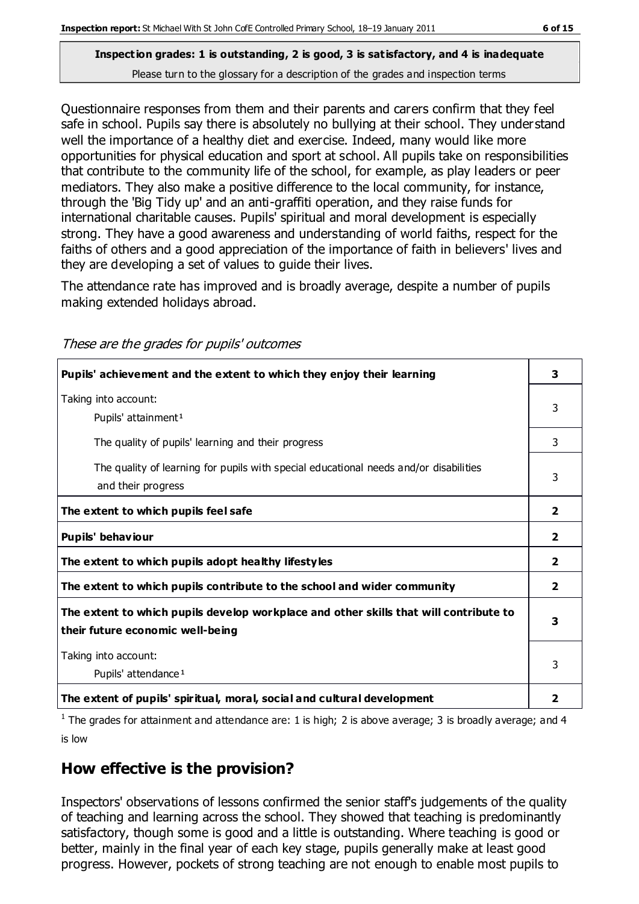**Inspection grades: 1 is outstanding, 2 is good, 3 is satisfactory, and 4 is inadequate**
Please turn to the glossary for a description of the grades and inspection terms

Questionnaire responses from them and their parents and carers confirm that they feel safe in school. Pupils say there is absolutely no bullying at their school. They understand well the importance of a healthy diet and exercise. Indeed, many would like more opportunities for physical education and sport at school. All pupils take on responsibilities that contribute to the community life of the school, for example, as play leaders or peer mediators. They also make a positive difference to the local community, for instance, through the 'Big Tidy up' and an anti-graffiti operation, and they raise funds for international charitable causes. Pupils' spiritual and moral development is especially strong. They have a good awareness and understanding of world faiths, respect for the faiths of others and a good appreciation of the importance of faith in believers' lives and they are developing a set of values to guide their lives.

The attendance rate has improved and is broadly average, despite a number of pupils making extended holidays abroad.

*These are the grades for pupils' outcomes*

| | |
|---|---|
| **Pupils' achievement and the extent to which they enjoy their learning** | **3** |
| Taking into account: Pupils' attainment[1] | 3 |
| The quality of pupils' learning and their progress | 3 |
| The quality of learning for pupils with special educational needs and/or disabilities and their progress | 3 |
| **The extent to which pupils feel safe** | **2** |
| **Pupils' behaviour** | **2** |
| **The extent to which pupils adopt healthy lifestyles** | **2** |
| **The extent to which pupils contribute to the school and wider community** | **2** |
| **The extent to which pupils develop workplace and other skills that will contribute to their future economic well-being** | **3** |
| Taking into account: Pupils' attendance[1] | 3 |
| **The extent of pupils' spiritual, moral, social and cultural development** | **2** |

[1] The grades for attainment and attendance are: 1 is high; 2 is above average; 3 is broadly average; and 4 is low

## How effective is the provision?

Inspectors' observations of lessons confirmed the senior staff's judgements of the quality of teaching and learning across the school. They showed that teaching is predominantly satisfactory, though some is good and a little is outstanding. Where teaching is good or better, mainly in the final year of each key stage, pupils generally make at least good progress. However, pockets of strong teaching are not enough to enable most pupils to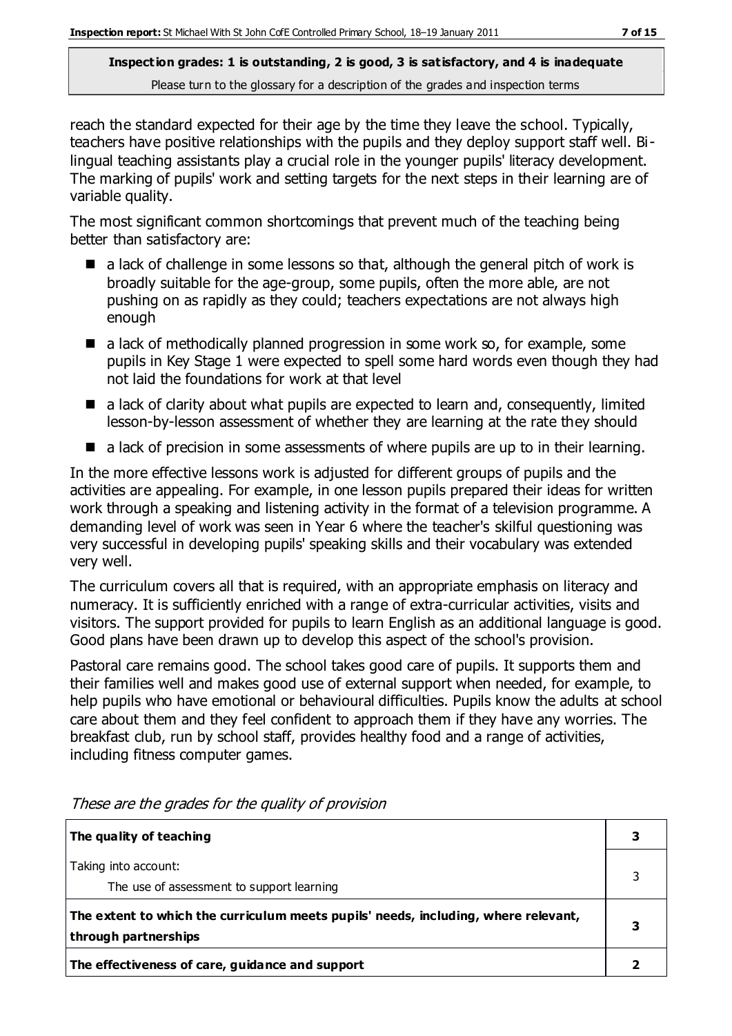**Inspection grades: 1 is outstanding, 2 is good, 3 is satisfactory, and 4 is inadequate**
Please turn to the glossary for a description of the grades and inspection terms

reach the standard expected for their age by the time they leave the school. Typically, teachers have positive relationships with the pupils and they deploy support staff well. Bi-lingual teaching assistants play a crucial role in the younger pupils' literacy development. The marking of pupils' work and setting targets for the next steps in their learning are of variable quality.

The most significant common shortcomings that prevent much of the teaching being better than satisfactory are:

- a lack of challenge in some lessons so that, although the general pitch of work is broadly suitable for the age-group, some pupils, often the more able, are not pushing on as rapidly as they could; teachers expectations are not always high enough
- a lack of methodically planned progression in some work so, for example, some pupils in Key Stage 1 were expected to spell some hard words even though they had not laid the foundations for work at that level
- a lack of clarity about what pupils are expected to learn and, consequently, limited lesson-by-lesson assessment of whether they are learning at the rate they should
- a lack of precision in some assessments of where pupils are up to in their learning.

In the more effective lessons work is adjusted for different groups of pupils and the activities are appealing. For example, in one lesson pupils prepared their ideas for written work through a speaking and listening activity in the format of a television programme. A demanding level of work was seen in Year 6 where the teacher's skilful questioning was very successful in developing pupils' speaking skills and their vocabulary was extended very well.

The curriculum covers all that is required, with an appropriate emphasis on literacy and numeracy. It is sufficiently enriched with a range of extra-curricular activities, visits and visitors. The support provided for pupils to learn English as an additional language is good. Good plans have been drawn up to develop this aspect of the school's provision.

Pastoral care remains good. The school takes good care of pupils. It supports them and their families well and makes good use of external support when needed, for example, to help pupils who have emotional or behavioural difficulties. Pupils know the adults at school care about them and they feel confident to approach them if they have any worries. The breakfast club, run by school staff, provides healthy food and a range of activities, including fitness computer games.

*These are the grades for the quality of provision*

| | |
|---|---|
| **The quality of teaching** | **3** |
| Taking into account:<br>The use of assessment to support learning | 3 |
| **The extent to which the curriculum meets pupils' needs, including, where relevant, through partnerships** | **3** |
| **The effectiveness of care, guidance and support** | **2** |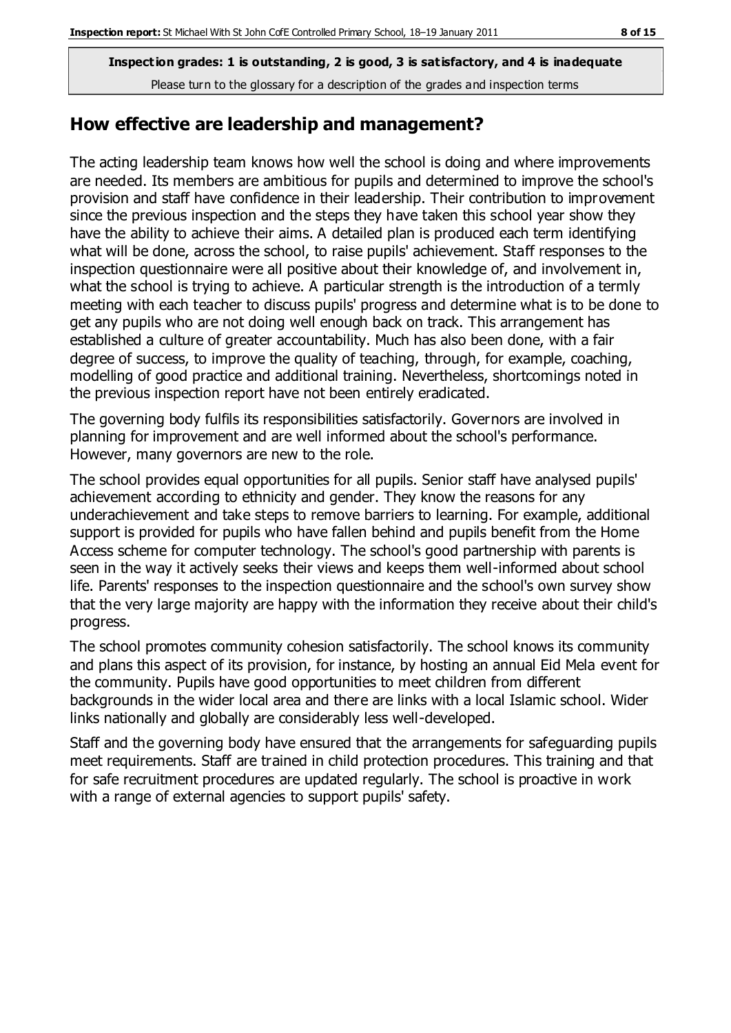**Inspection grades: 1 is outstanding, 2 is good, 3 is satisfactory, and 4 is inadequate**
Please turn to the glossary for a description of the grades and inspection terms

## How effective are leadership and management?

The acting leadership team knows how well the school is doing and where improvements are needed. Its members are ambitious for pupils and determined to improve the school's provision and staff have confidence in their leadership. Their contribution to improvement since the previous inspection and the steps they have taken this school year show they have the ability to achieve their aims. A detailed plan is produced each term identifying what will be done, across the school, to raise pupils' achievement. Staff responses to the inspection questionnaire were all positive about their knowledge of, and involvement in, what the school is trying to achieve. A particular strength is the introduction of a termly meeting with each teacher to discuss pupils' progress and determine what is to be done to get any pupils who are not doing well enough back on track. This arrangement has established a culture of greater accountability. Much has also been done, with a fair degree of success, to improve the quality of teaching, through, for example, coaching, modelling of good practice and additional training. Nevertheless, shortcomings noted in the previous inspection report have not been entirely eradicated.

The governing body fulfils its responsibilities satisfactorily. Governors are involved in planning for improvement and are well informed about the school's performance. However, many governors are new to the role.

The school provides equal opportunities for all pupils. Senior staff have analysed pupils' achievement according to ethnicity and gender. They know the reasons for any underachievement and take steps to remove barriers to learning. For example, additional support is provided for pupils who have fallen behind and pupils benefit from the Home Access scheme for computer technology. The school's good partnership with parents is seen in the way it actively seeks their views and keeps them well-informed about school life. Parents' responses to the inspection questionnaire and the school's own survey show that the very large majority are happy with the information they receive about their child's progress.

The school promotes community cohesion satisfactorily. The school knows its community and plans this aspect of its provision, for instance, by hosting an annual Eid Mela event for the community. Pupils have good opportunities to meet children from different backgrounds in the wider local area and there are links with a local Islamic school. Wider links nationally and globally are considerably less well-developed.

Staff and the governing body have ensured that the arrangements for safeguarding pupils meet requirements. Staff are trained in child protection procedures. This training and that for safe recruitment procedures are updated regularly. The school is proactive in work with a range of external agencies to support pupils' safety.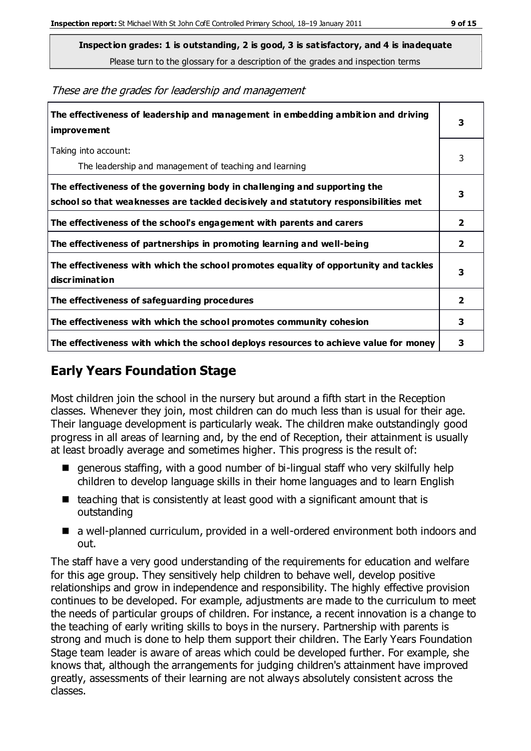**Inspection grades: 1 is outstanding, 2 is good, 3 is satisfactory, and 4 is inadequate**
Please turn to the glossary for a description of the grades and inspection terms

*These are the grades for leadership and management*

| | |
|---|---|
| **The effectiveness of leadership and management in embedding ambition and driving improvement** | **3** |
| Taking into account:<br>The leadership and management of teaching and learning | 3 |
| **The effectiveness of the governing body in challenging and supporting the school so that weaknesses are tackled decisively and statutory responsibilities met** | **3** |
| **The effectiveness of the school's engagement with parents and carers** | **2** |
| **The effectiveness of partnerships in promoting learning and well-being** | **2** |
| **The effectiveness with which the school promotes equality of opportunity and tackles discrimination** | **3** |
| **The effectiveness of safeguarding procedures** | **2** |
| **The effectiveness with which the school promotes community cohesion** | **3** |
| **The effectiveness with which the school deploys resources to achieve value for money** | **3** |

## Early Years Foundation Stage

Most children join the school in the nursery but around a fifth start in the Reception classes. Whenever they join, most children can do much less than is usual for their age. Their language development is particularly weak. The children make outstandingly good progress in all areas of learning and, by the end of Reception, their attainment is usually at least broadly average and sometimes higher. This progress is the result of:

- generous staffing, with a good number of bi-lingual staff who very skilfully help children to develop language skills in their home languages and to learn English
- teaching that is consistently at least good with a significant amount that is outstanding
- a well-planned curriculum, provided in a well-ordered environment both indoors and out.

The staff have a very good understanding of the requirements for education and welfare for this age group. They sensitively help children to behave well, develop positive relationships and grow in independence and responsibility. The highly effective provision continues to be developed. For example, adjustments are made to the curriculum to meet the needs of particular groups of children. For instance, a recent innovation is a change to the teaching of early writing skills to boys in the nursery. Partnership with parents is strong and much is done to help them support their children. The Early Years Foundation Stage team leader is aware of areas which could be developed further. For example, she knows that, although the arrangements for judging children's attainment have improved greatly, assessments of their learning are not always absolutely consistent across the classes.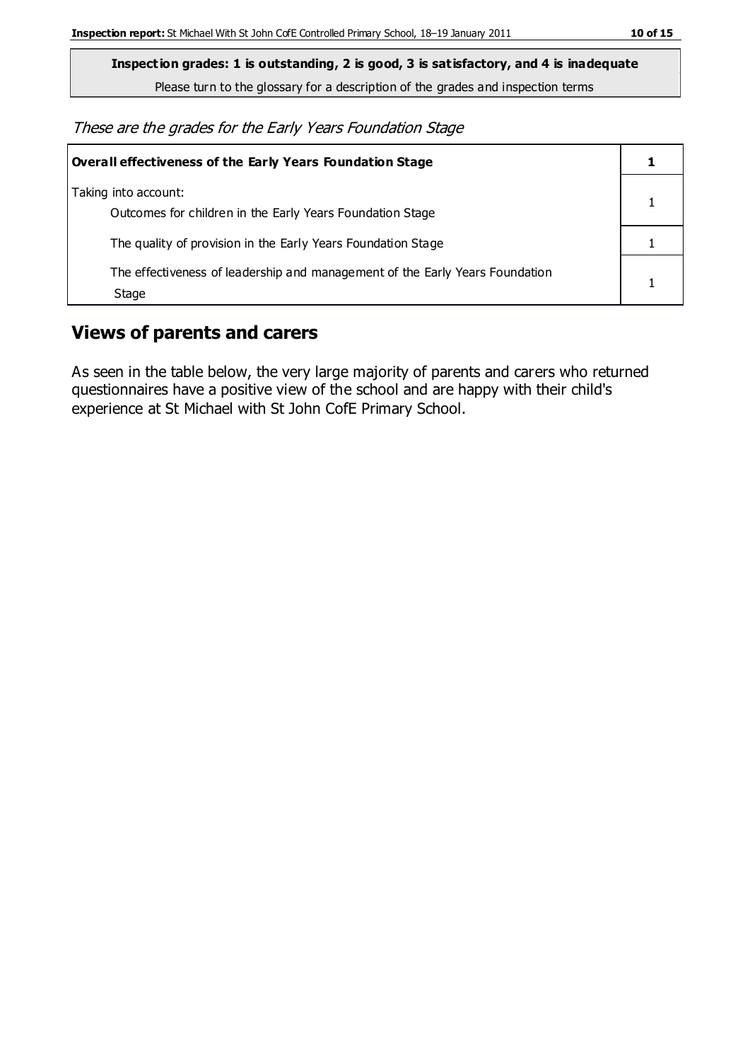**Inspection grades: 1 is outstanding, 2 is good, 3 is satisfactory, and 4 is inadequate**
Please turn to the glossary for a description of the grades and inspection terms

*These are the grades for the Early Years Foundation Stage*

| **Overall effectiveness of the Early Years Foundation Stage** | **1** |
|---|---|
| Taking into account:<br>Outcomes for children in the Early Years Foundation Stage | 1 |
| The quality of provision in the Early Years Foundation Stage | 1 |
| The effectiveness of leadership and management of the Early Years Foundation Stage | 1 |

## Views of parents and carers

As seen in the table below, the very large majority of parents and carers who returned questionnaires have a positive view of the school and are happy with their child's experience at St Michael with St John CofE Primary School.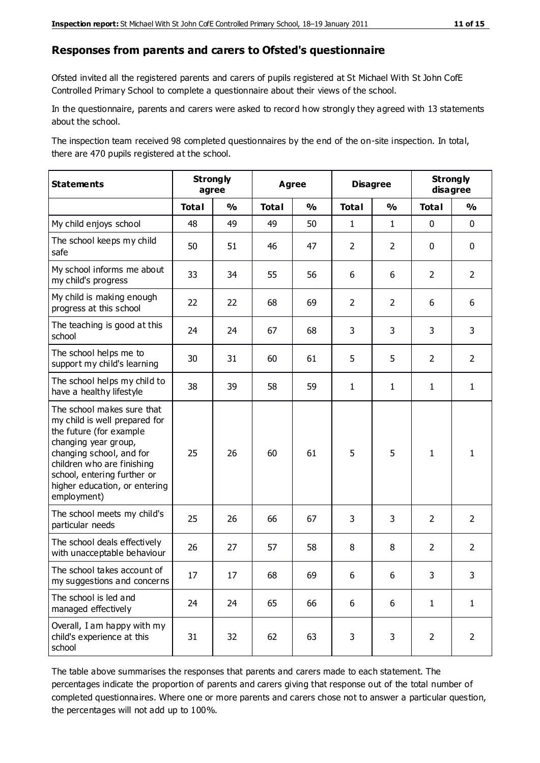## Responses from parents and carers to Ofsted's questionnaire

Ofsted invited all the registered parents and carers of pupils registered at St Michael With St John CofE Controlled Primary School to complete a questionnaire about their views of the school.

In the questionnaire, parents and carers were asked to record how strongly they agreed with 13 statements about the school.

The inspection team received 98 completed questionnaires by the end of the on-site inspection. In total, there are 470 pupils registered at the school.

| Statements | Strongly agree | | Agree | | Disagree | | Strongly disagree | |
|---|---|---|---|---|---|---|---|---|
| | Total | % | Total | % | Total | % | Total | % |
| My child enjoys school | 48 | 49 | 49 | 50 | 1 | 1 | 0 | 0 |
| The school keeps my child safe | 50 | 51 | 46 | 47 | 2 | 2 | 0 | 0 |
| My school informs me about my child's progress | 33 | 34 | 55 | 56 | 6 | 6 | 2 | 2 |
| My child is making enough progress at this school | 22 | 22 | 68 | 69 | 2 | 2 | 6 | 6 |
| The teaching is good at this school | 24 | 24 | 67 | 68 | 3 | 3 | 3 | 3 |
| The school helps me to support my child's learning | 30 | 31 | 60 | 61 | 5 | 5 | 2 | 2 |
| The school helps my child to have a healthy lifestyle | 38 | 39 | 58 | 59 | 1 | 1 | 1 | 1 |
| The school makes sure that my child is well prepared for the future (for example changing year group, changing school, and for children who are finishing school, entering further or higher education, or entering employment) | 25 | 26 | 60 | 61 | 5 | 5 | 1 | 1 |
| The school meets my child's particular needs | 25 | 26 | 66 | 67 | 3 | 3 | 2 | 2 |
| The school deals effectively with unacceptable behaviour | 26 | 27 | 57 | 58 | 8 | 8 | 2 | 2 |
| The school takes account of my suggestions and concerns | 17 | 17 | 68 | 69 | 6 | 6 | 3 | 3 |
| The school is led and managed effectively | 24 | 24 | 65 | 66 | 6 | 6 | 1 | 1 |
| Overall, I am happy with my child's experience at this school | 31 | 32 | 62 | 63 | 3 | 3 | 2 | 2 |

The table above summarises the responses that parents and carers made to each statement. The percentages indicate the proportion of parents and carers giving that response out of the total number of completed questionnaires. Where one or more parents and carers chose not to answer a particular question, the percentages will not add up to 100%.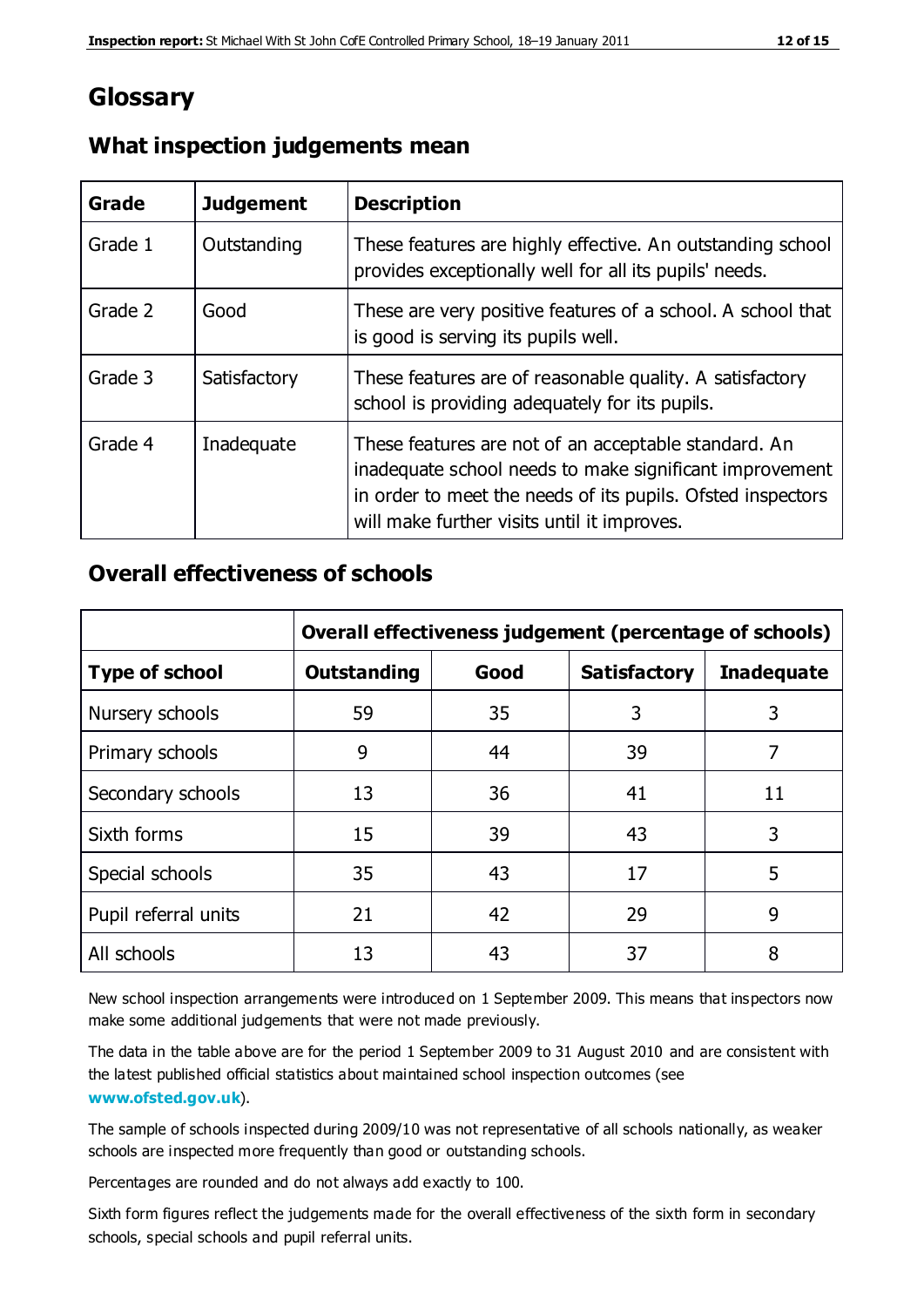# Glossary

## What inspection judgements mean

| Grade | Judgement | Description |
|---|---|---|
| Grade 1 | Outstanding | These features are highly effective. An outstanding school provides exceptionally well for all its pupils' needs. |
| Grade 2 | Good | These are very positive features of a school. A school that is good is serving its pupils well. |
| Grade 3 | Satisfactory | These features are of reasonable quality. A satisfactory school is providing adequately for its pupils. |
| Grade 4 | Inadequate | These features are not of an acceptable standard. An inadequate school needs to make significant improvement in order to meet the needs of its pupils. Ofsted inspectors will make further visits until it improves. |

## Overall effectiveness of schools

| | **Overall effectiveness judgement (percentage of schools)** | | | |
|---|---|---|---|---|
| **Type of school** | **Outstanding** | **Good** | **Satisfactory** | **Inadequate** |
| Nursery schools | 59 | 35 | 3 | 3 |
| Primary schools | 9 | 44 | 39 | 7 |
| Secondary schools | 13 | 36 | 41 | 11 |
| Sixth forms | 15 | 39 | 43 | 3 |
| Special schools | 35 | 43 | 17 | 5 |
| Pupil referral units | 21 | 42 | 29 | 9 |
| All schools | 13 | 43 | 37 | 8 |

New school inspection arrangements were introduced on 1 September 2009. This means that inspectors now make some additional judgements that were not made previously.

The data in the table above are for the period 1 September 2009 to 31 August 2010 and are consistent with the latest published official statistics about maintained school inspection outcomes (see **www.ofsted.gov.uk**).

The sample of schools inspected during 2009/10 was not representative of all schools nationally, as weaker schools are inspected more frequently than good or outstanding schools.

Percentages are rounded and do not always add exactly to 100.

Sixth form figures reflect the judgements made for the overall effectiveness of the sixth form in secondary schools, special schools and pupil referral units.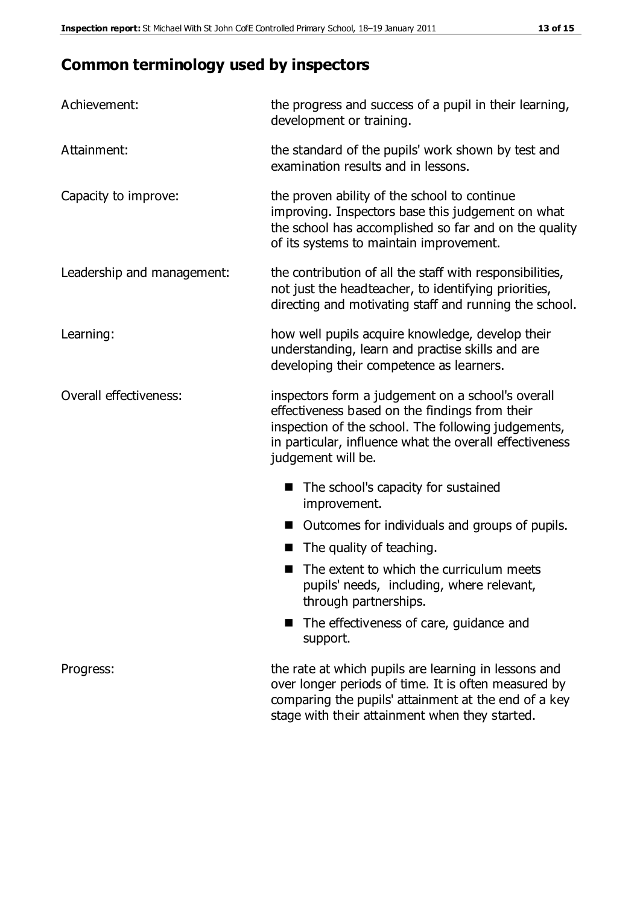# Common terminology used by inspectors

| | |
|---|---|
| Achievement: | the progress and success of a pupil in their learning, development or training. |
| Attainment: | the standard of the pupils' work shown by test and examination results and in lessons. |
| Capacity to improve: | the proven ability of the school to continue improving. Inspectors base this judgement on what the school has accomplished so far and on the quality of its systems to maintain improvement. |
| Leadership and management: | the contribution of all the staff with responsibilities, not just the headteacher, to identifying priorities, directing and motivating staff and running the school. |
| Learning: | how well pupils acquire knowledge, develop their understanding, learn and practise skills and are developing their competence as learners. |
| Overall effectiveness: | inspectors form a judgement on a school's overall effectiveness based on the findings from their inspection of the school. The following judgements, in particular, influence what the overall effectiveness judgement will be. <br>■ The school's capacity for sustained improvement.<br>■ Outcomes for individuals and groups of pupils.<br>■ The quality of teaching.<br>■ The extent to which the curriculum meets pupils' needs, including, where relevant, through partnerships.<br>■ The effectiveness of care, guidance and support. |
| Progress: | the rate at which pupils are learning in lessons and over longer periods of time. It is often measured by comparing the pupils' attainment at the end of a key stage with their attainment when they started. |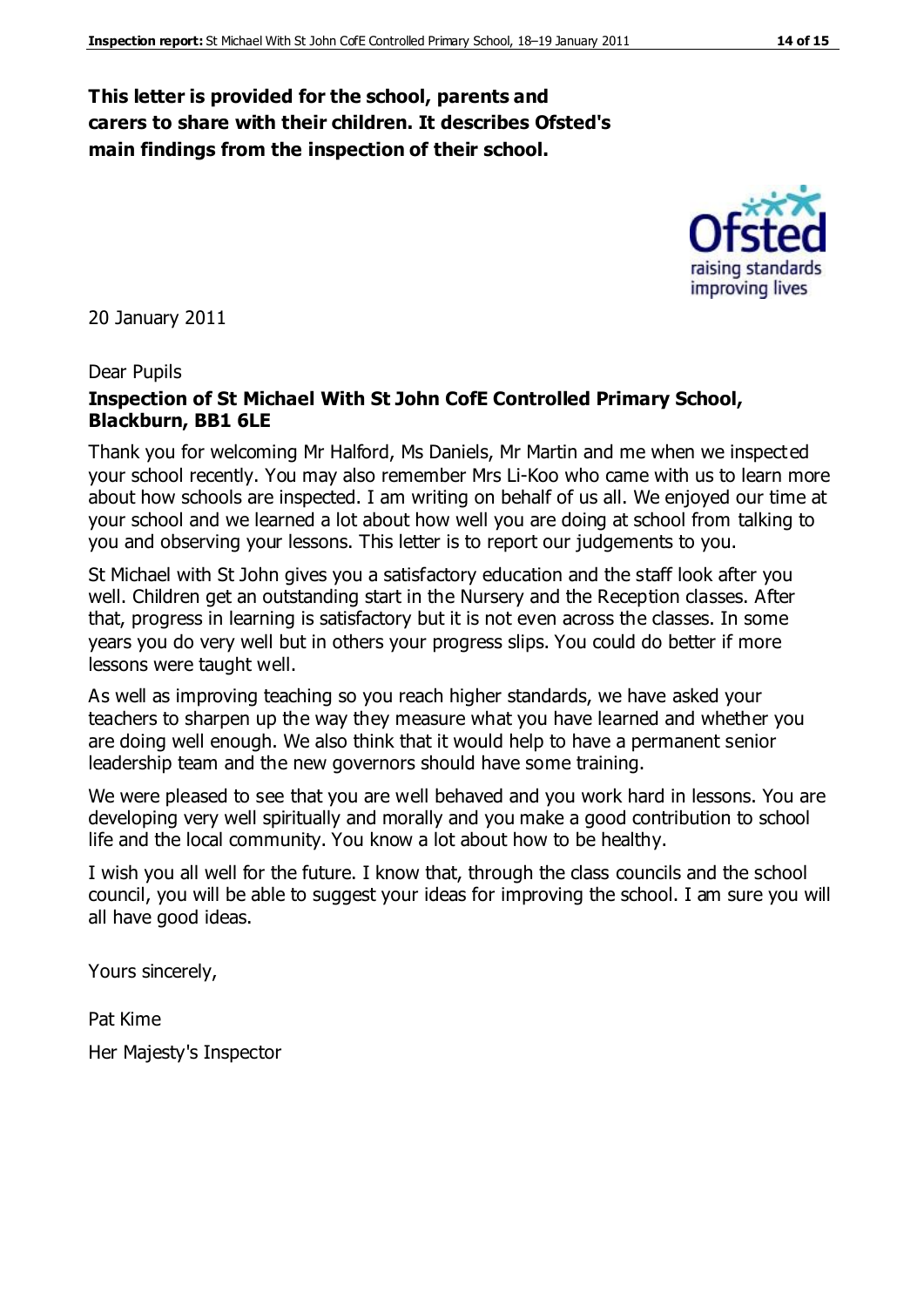**This letter is provided for the school, parents and carers to share with their children. It describes Ofsted's main findings from the inspection of their school.**

20 January 2011

Dear Pupils

**Inspection of St Michael With St John CofE Controlled Primary School, Blackburn, BB1 6LE**

Thank you for welcoming Mr Halford, Ms Daniels, Mr Martin and me when we inspected your school recently. You may also remember Mrs Li-Koo who came with us to learn more about how schools are inspected. I am writing on behalf of us all. We enjoyed our time at your school and we learned a lot about how well you are doing at school from talking to you and observing your lessons. This letter is to report our judgements to you.

St Michael with St John gives you a satisfactory education and the staff look after you well. Children get an outstanding start in the Nursery and the Reception classes. After that, progress in learning is satisfactory but it is not even across the classes. In some years you do very well but in others your progress slips. You could do better if more lessons were taught well.

As well as improving teaching so you reach higher standards, we have asked your teachers to sharpen up the way they measure what you have learned and whether you are doing well enough. We also think that it would help to have a permanent senior leadership team and the new governors should have some training.

We were pleased to see that you are well behaved and you work hard in lessons. You are developing very well spiritually and morally and you make a good contribution to school life and the local community. You know a lot about how to be healthy.

I wish you all well for the future. I know that, through the class councils and the school council, you will be able to suggest your ideas for improving the school. I am sure you will all have good ideas.

Yours sincerely,

Pat Kime

Her Majesty's Inspector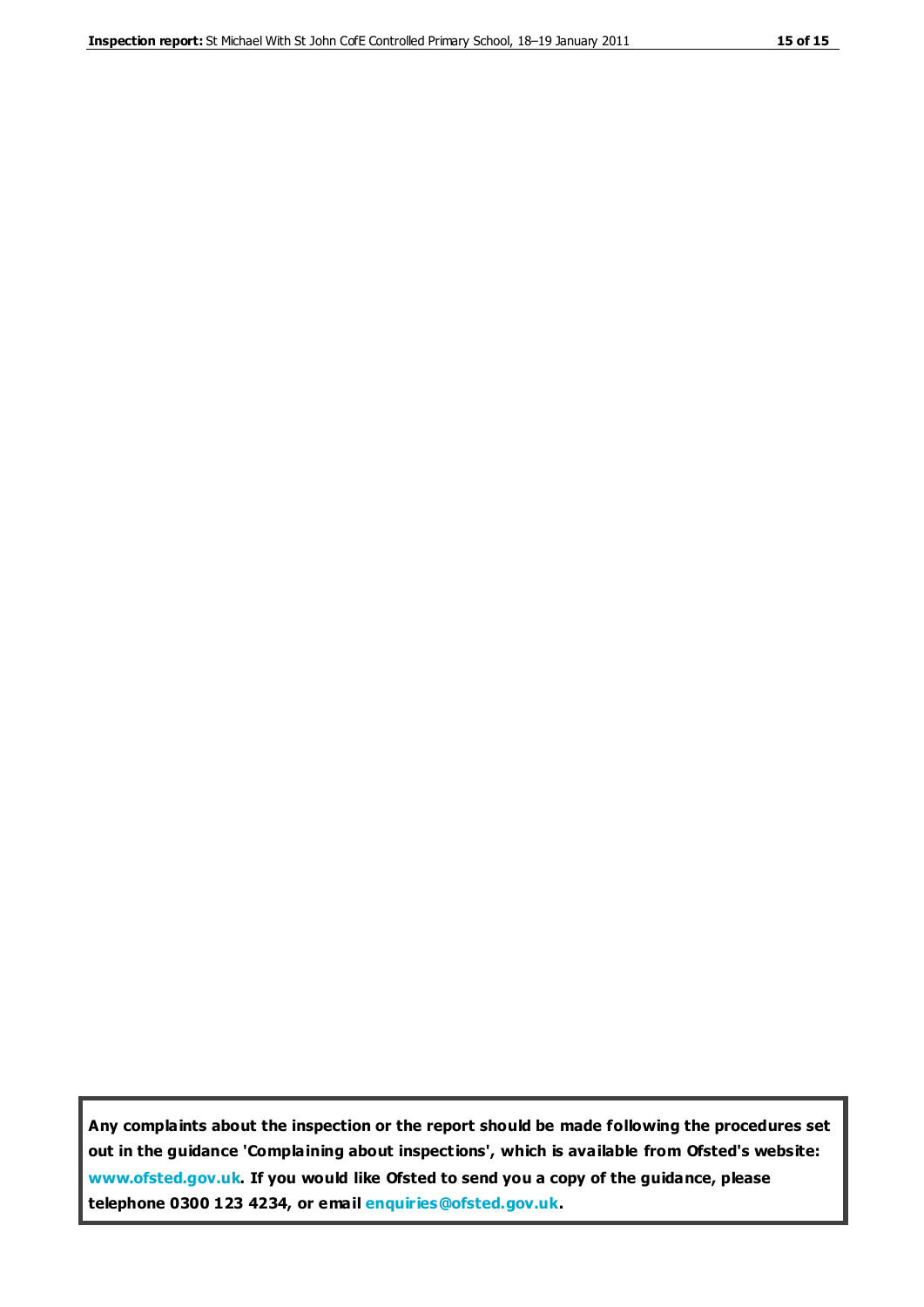**Any complaints about the inspection or the report should be made following the procedures set out in the guidance 'Complaining about inspections', which is available from Ofsted's website: www.ofsted.gov.uk. If you would like Ofsted to send you a copy of the guidance, please telephone 0300 123 4234, or email enquiries@ofsted.gov.uk.**